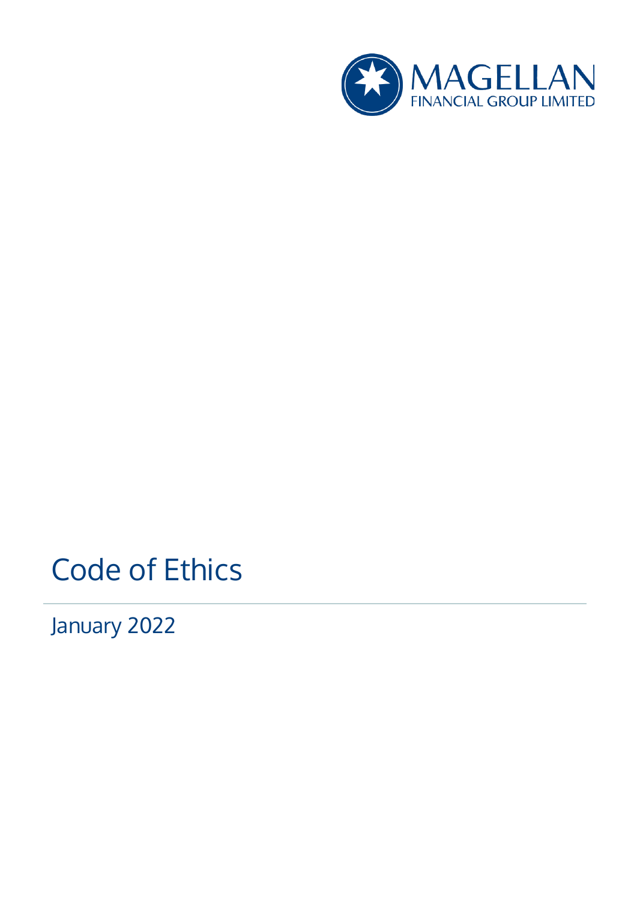MAGELLAN
FINANCIAL GROUP LIMITED

# Code of Ethics

January 2022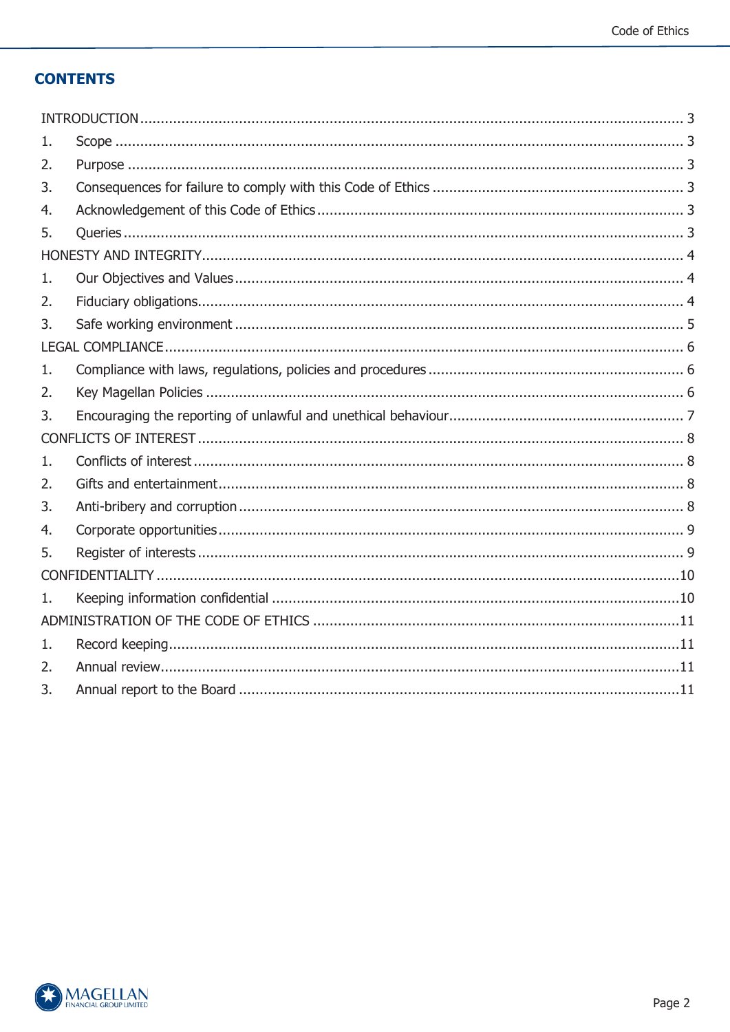# CONTENTS

INTRODUCTION ........ 3

1. Scope ........ 3
2. Purpose ........ 3
3. Consequences for failure to comply with this Code of Ethics ........ 3
4. Acknowledgement of this Code of Ethics ........ 3
5. Queries ........ 3

HONESTY AND INTEGRITY ........ 4

1. Our Objectives and Values ........ 4
2. Fiduciary obligations ........ 4
3. Safe working environment ........ 5

LEGAL COMPLIANCE ........ 6

1. Compliance with laws, regulations, policies and procedures ........ 6
2. Key Magellan Policies ........ 6
3. Encouraging the reporting of unlawful and unethical behaviour ........ 7

CONFLICTS OF INTEREST ........ 8

1. Conflicts of interest ........ 8
2. Gifts and entertainment ........ 8
3. Anti-bribery and corruption ........ 8
4. Corporate opportunities ........ 9
5. Register of interests ........ 9

CONFIDENTIALITY ........ 10

1. Keeping information confidential ........ 10

ADMINISTRATION OF THE CODE OF ETHICS ........ 11

1. Record keeping ........ 11
2. Annual review ........ 11
3. Annual report to the Board ........ 11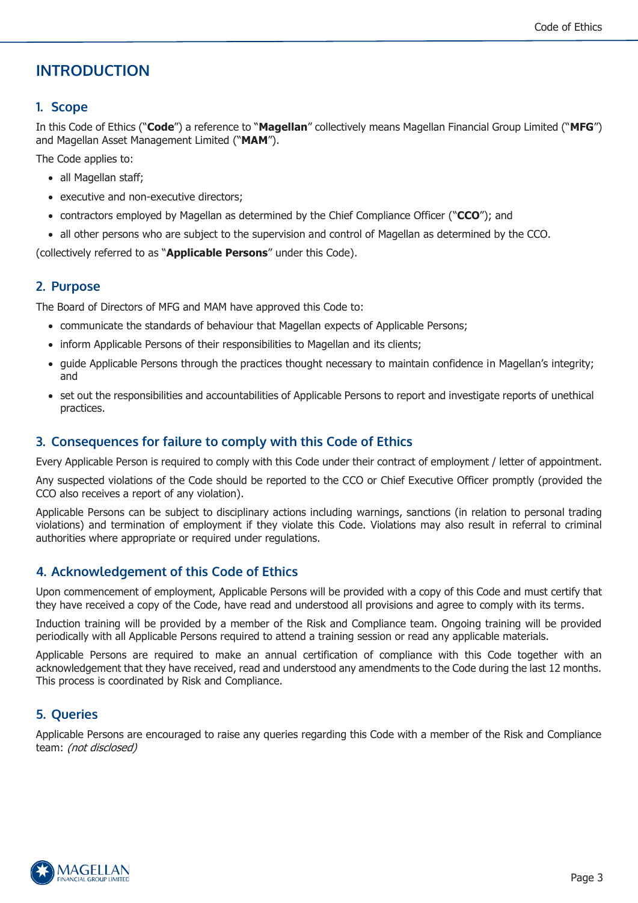# INTRODUCTION

## 1. Scope

In this Code of Ethics ("**Code**") a reference to "**Magellan**" collectively means Magellan Financial Group Limited ("**MFG**") and Magellan Asset Management Limited ("**MAM**").

The Code applies to:

- all Magellan staff;
- executive and non-executive directors;
- contractors employed by Magellan as determined by the Chief Compliance Officer ("**CCO**"); and
- all other persons who are subject to the supervision and control of Magellan as determined by the CCO.

(collectively referred to as "**Applicable Persons**" under this Code).

## 2. Purpose

The Board of Directors of MFG and MAM have approved this Code to:

- communicate the standards of behaviour that Magellan expects of Applicable Persons;
- inform Applicable Persons of their responsibilities to Magellan and its clients;
- guide Applicable Persons through the practices thought necessary to maintain confidence in Magellan's integrity; and
- set out the responsibilities and accountabilities of Applicable Persons to report and investigate reports of unethical practices.

## 3. Consequences for failure to comply with this Code of Ethics

Every Applicable Person is required to comply with this Code under their contract of employment / letter of appointment.

Any suspected violations of the Code should be reported to the CCO or Chief Executive Officer promptly (provided the CCO also receives a report of any violation).

Applicable Persons can be subject to disciplinary actions including warnings, sanctions (in relation to personal trading violations) and termination of employment if they violate this Code. Violations may also result in referral to criminal authorities where appropriate or required under regulations.

## 4. Acknowledgement of this Code of Ethics

Upon commencement of employment, Applicable Persons will be provided with a copy of this Code and must certify that they have received a copy of the Code, have read and understood all provisions and agree to comply with its terms.

Induction training will be provided by a member of the Risk and Compliance team. Ongoing training will be provided periodically with all Applicable Persons required to attend a training session or read any applicable materials.

Applicable Persons are required to make an annual certification of compliance with this Code together with an acknowledgement that they have received, read and understood any amendments to the Code during the last 12 months. This process is coordinated by Risk and Compliance.

## 5. Queries

Applicable Persons are encouraged to raise any queries regarding this Code with a member of the Risk and Compliance team: *(not disclosed)*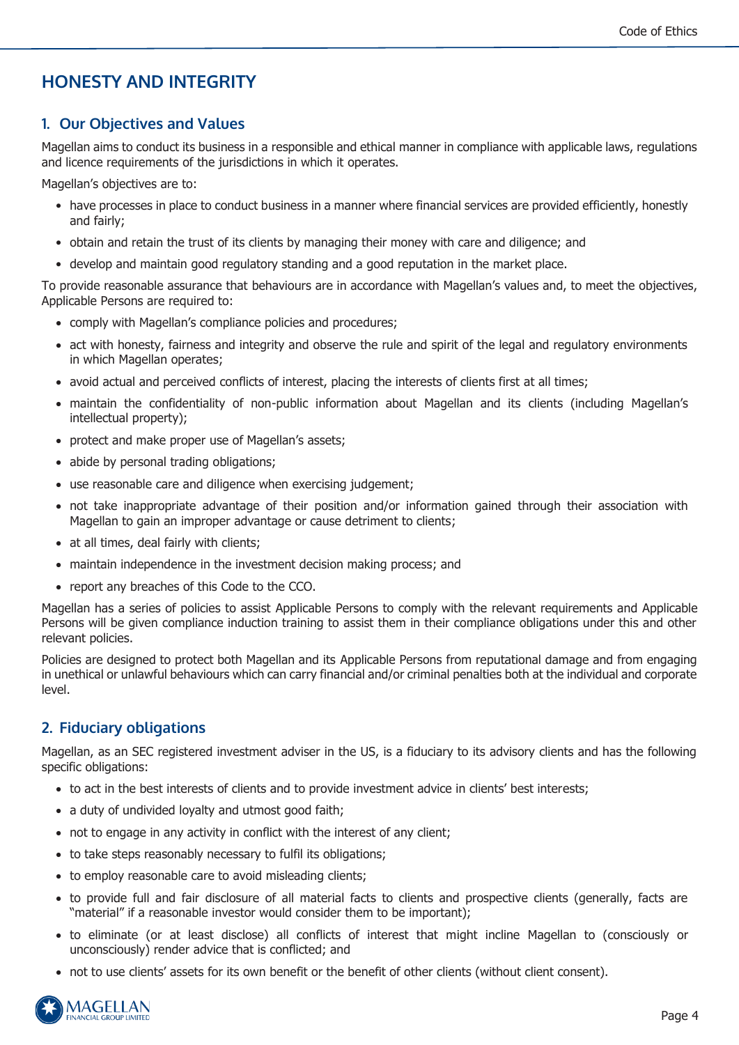# HONESTY AND INTEGRITY

## 1. Our Objectives and Values

Magellan aims to conduct its business in a responsible and ethical manner in compliance with applicable laws, regulations and licence requirements of the jurisdictions in which it operates.

Magellan's objectives are to:

- have processes in place to conduct business in a manner where financial services are provided efficiently, honestly and fairly;
- obtain and retain the trust of its clients by managing their money with care and diligence; and
- develop and maintain good regulatory standing and a good reputation in the market place.

To provide reasonable assurance that behaviours are in accordance with Magellan's values and, to meet the objectives, Applicable Persons are required to:

- comply with Magellan's compliance policies and procedures;
- act with honesty, fairness and integrity and observe the rule and spirit of the legal and regulatory environments in which Magellan operates;
- avoid actual and perceived conflicts of interest, placing the interests of clients first at all times;
- maintain the confidentiality of non-public information about Magellan and its clients (including Magellan's intellectual property);
- protect and make proper use of Magellan's assets;
- abide by personal trading obligations;
- use reasonable care and diligence when exercising judgement;
- not take inappropriate advantage of their position and/or information gained through their association with Magellan to gain an improper advantage or cause detriment to clients;
- at all times, deal fairly with clients;
- maintain independence in the investment decision making process; and
- report any breaches of this Code to the CCO.

Magellan has a series of policies to assist Applicable Persons to comply with the relevant requirements and Applicable Persons will be given compliance induction training to assist them in their compliance obligations under this and other relevant policies.

Policies are designed to protect both Magellan and its Applicable Persons from reputational damage and from engaging in unethical or unlawful behaviours which can carry financial and/or criminal penalties both at the individual and corporate level.

## 2. Fiduciary obligations

Magellan, as an SEC registered investment adviser in the US, is a fiduciary to its advisory clients and has the following specific obligations:

- to act in the best interests of clients and to provide investment advice in clients' best interests;
- a duty of undivided loyalty and utmost good faith;
- not to engage in any activity in conflict with the interest of any client;
- to take steps reasonably necessary to fulfil its obligations;
- to employ reasonable care to avoid misleading clients;
- to provide full and fair disclosure of all material facts to clients and prospective clients (generally, facts are "material" if a reasonable investor would consider them to be important);
- to eliminate (or at least disclose) all conflicts of interest that might incline Magellan to (consciously or unconsciously) render advice that is conflicted; and
- not to use clients' assets for its own benefit or the benefit of other clients (without client consent).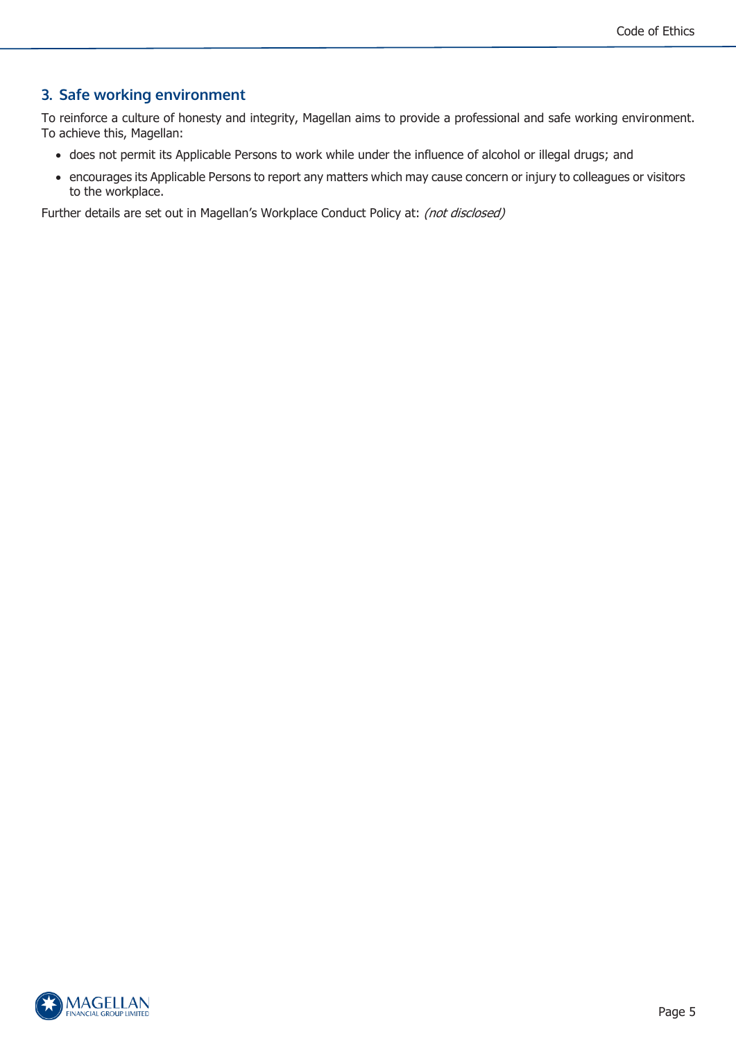## 3. Safe working environment

To reinforce a culture of honesty and integrity, Magellan aims to provide a professional and safe working environment. To achieve this, Magellan:

- does not permit its Applicable Persons to work while under the influence of alcohol or illegal drugs; and
- encourages its Applicable Persons to report any matters which may cause concern or injury to colleagues or visitors to the workplace.

Further details are set out in Magellan's Workplace Conduct Policy at: *(not disclosed)*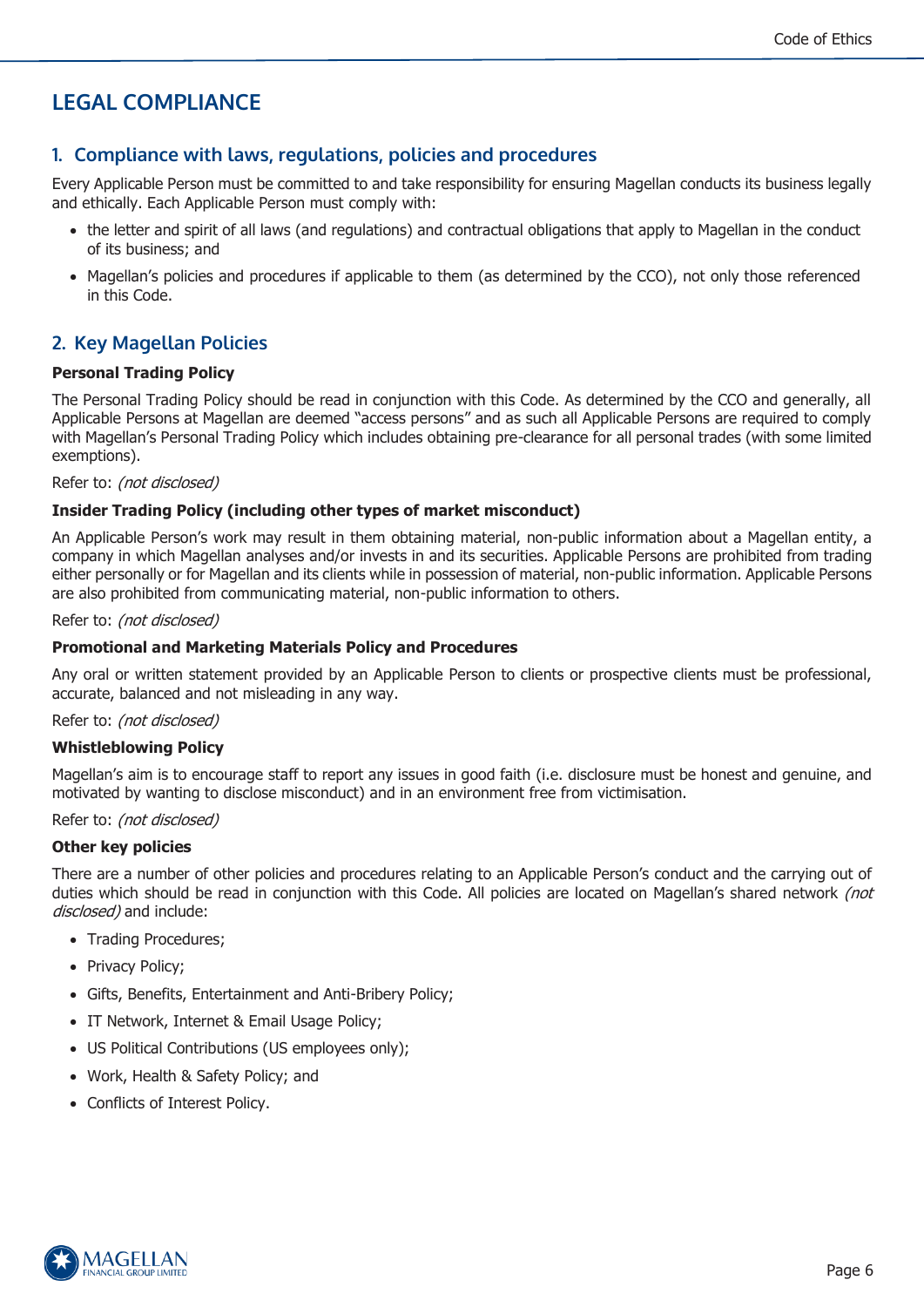# LEGAL COMPLIANCE

## 1. Compliance with laws, regulations, policies and procedures

Every Applicable Person must be committed to and take responsibility for ensuring Magellan conducts its business legally and ethically. Each Applicable Person must comply with:

- the letter and spirit of all laws (and regulations) and contractual obligations that apply to Magellan in the conduct of its business; and
- Magellan's policies and procedures if applicable to them (as determined by the CCO), not only those referenced in this Code.

## 2. Key Magellan Policies

**Personal Trading Policy**

The Personal Trading Policy should be read in conjunction with this Code. As determined by the CCO and generally, all Applicable Persons at Magellan are deemed "access persons" and as such all Applicable Persons are required to comply with Magellan's Personal Trading Policy which includes obtaining pre-clearance for all personal trades (with some limited exemptions).

Refer to: *(not disclosed)*

**Insider Trading Policy (including other types of market misconduct)**

An Applicable Person's work may result in them obtaining material, non-public information about a Magellan entity, a company in which Magellan analyses and/or invests in and its securities. Applicable Persons are prohibited from trading either personally or for Magellan and its clients while in possession of material, non-public information. Applicable Persons are also prohibited from communicating material, non-public information to others.

Refer to: *(not disclosed)*

**Promotional and Marketing Materials Policy and Procedures**

Any oral or written statement provided by an Applicable Person to clients or prospective clients must be professional, accurate, balanced and not misleading in any way.

Refer to: *(not disclosed)*

**Whistleblowing Policy**

Magellan's aim is to encourage staff to report any issues in good faith (i.e. disclosure must be honest and genuine, and motivated by wanting to disclose misconduct) and in an environment free from victimisation.

Refer to: *(not disclosed)*

**Other key policies**

There are a number of other policies and procedures relating to an Applicable Person's conduct and the carrying out of duties which should be read in conjunction with this Code. All policies are located on Magellan's shared network *(not disclosed)* and include:

- Trading Procedures;
- Privacy Policy;
- Gifts, Benefits, Entertainment and Anti-Bribery Policy;
- IT Network, Internet & Email Usage Policy;
- US Political Contributions (US employees only);
- Work, Health & Safety Policy; and
- Conflicts of Interest Policy.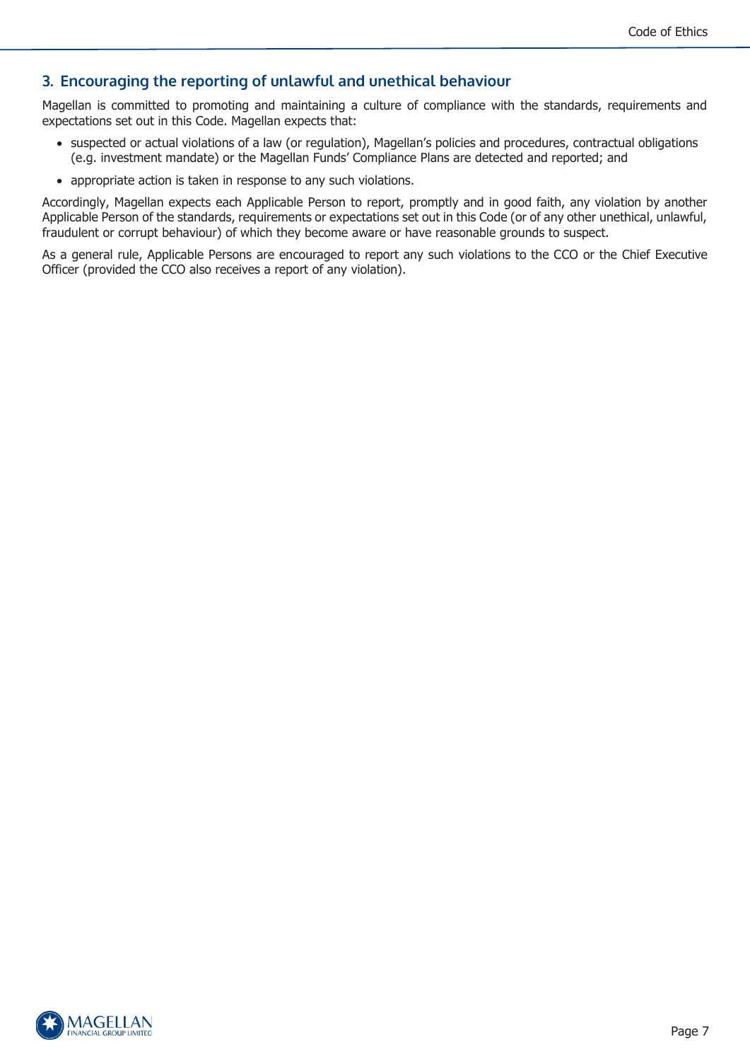## 3. Encouraging the reporting of unlawful and unethical behaviour

Magellan is committed to promoting and maintaining a culture of compliance with the standards, requirements and expectations set out in this Code. Magellan expects that:

- suspected or actual violations of a law (or regulation), Magellan's policies and procedures, contractual obligations (e.g. investment mandate) or the Magellan Funds' Compliance Plans are detected and reported; and
- appropriate action is taken in response to any such violations.

Accordingly, Magellan expects each Applicable Person to report, promptly and in good faith, any violation by another Applicable Person of the standards, requirements or expectations set out in this Code (or of any other unethical, unlawful, fraudulent or corrupt behaviour) of which they become aware or have reasonable grounds to suspect.

As a general rule, Applicable Persons are encouraged to report any such violations to the CCO or the Chief Executive Officer (provided the CCO also receives a report of any violation).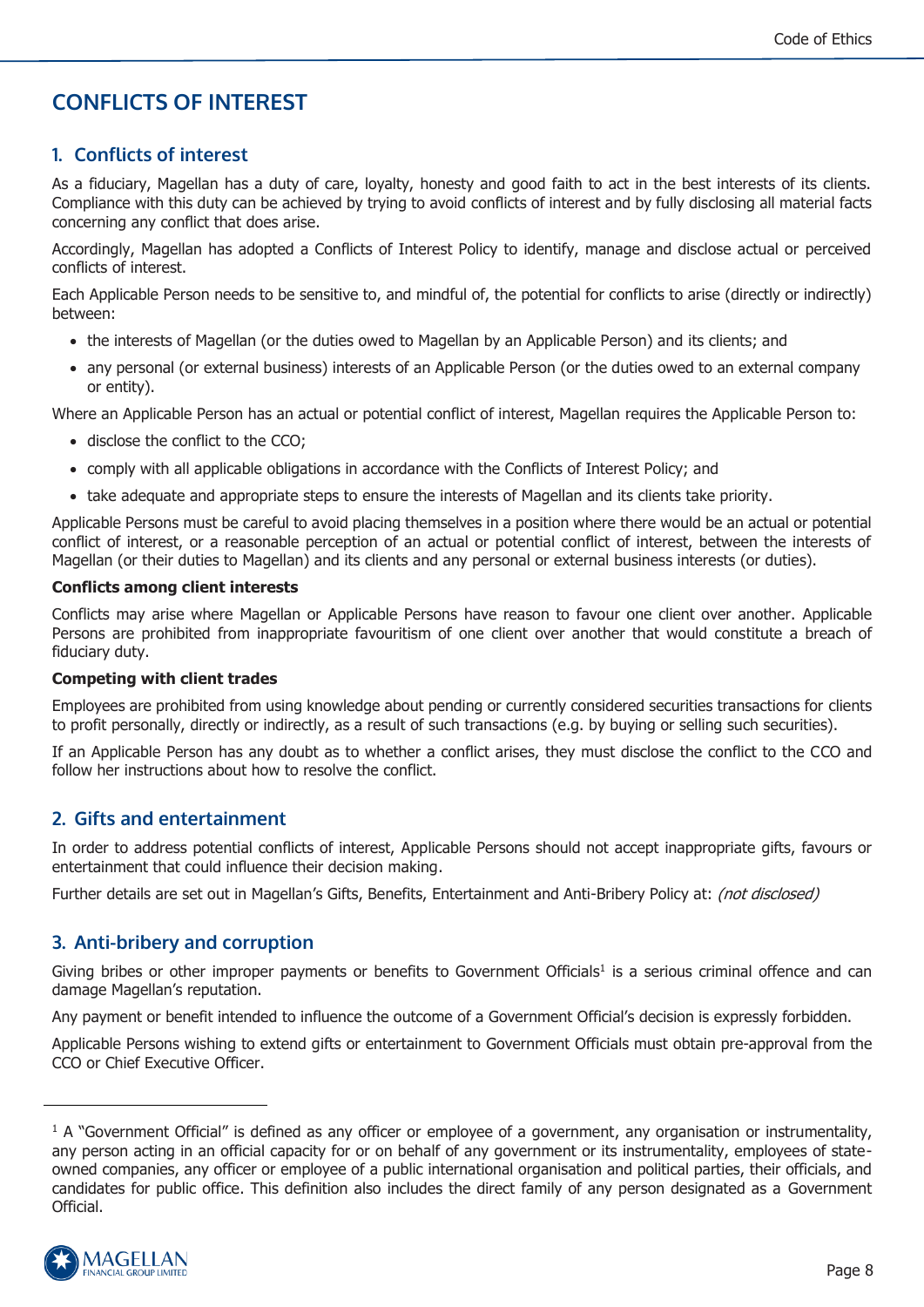# CONFLICTS OF INTEREST

## 1. Conflicts of interest

As a fiduciary, Magellan has a duty of care, loyalty, honesty and good faith to act in the best interests of its clients. Compliance with this duty can be achieved by trying to avoid conflicts of interest and by fully disclosing all material facts concerning any conflict that does arise.

Accordingly, Magellan has adopted a Conflicts of Interest Policy to identify, manage and disclose actual or perceived conflicts of interest.

Each Applicable Person needs to be sensitive to, and mindful of, the potential for conflicts to arise (directly or indirectly) between:

- the interests of Magellan (or the duties owed to Magellan by an Applicable Person) and its clients; and
- any personal (or external business) interests of an Applicable Person (or the duties owed to an external company or entity).

Where an Applicable Person has an actual or potential conflict of interest, Magellan requires the Applicable Person to:

- disclose the conflict to the CCO;
- comply with all applicable obligations in accordance with the Conflicts of Interest Policy; and
- take adequate and appropriate steps to ensure the interests of Magellan and its clients take priority.

Applicable Persons must be careful to avoid placing themselves in a position where there would be an actual or potential conflict of interest, or a reasonable perception of an actual or potential conflict of interest, between the interests of Magellan (or their duties to Magellan) and its clients and any personal or external business interests (or duties).

**Conflicts among client interests**

Conflicts may arise where Magellan or Applicable Persons have reason to favour one client over another. Applicable Persons are prohibited from inappropriate favouritism of one client over another that would constitute a breach of fiduciary duty.

**Competing with client trades**

Employees are prohibited from using knowledge about pending or currently considered securities transactions for clients to profit personally, directly or indirectly, as a result of such transactions (e.g. by buying or selling such securities).

If an Applicable Person has any doubt as to whether a conflict arises, they must disclose the conflict to the CCO and follow her instructions about how to resolve the conflict.

## 2. Gifts and entertainment

In order to address potential conflicts of interest, Applicable Persons should not accept inappropriate gifts, favours or entertainment that could influence their decision making.

Further details are set out in Magellan's Gifts, Benefits, Entertainment and Anti-Bribery Policy at: *(not disclosed)*

## 3. Anti-bribery and corruption

Giving bribes or other improper payments or benefits to Government Officials[1] is a serious criminal offence and can damage Magellan's reputation.

Any payment or benefit intended to influence the outcome of a Government Official's decision is expressly forbidden.

Applicable Persons wishing to extend gifts or entertainment to Government Officials must obtain pre-approval from the CCO or Chief Executive Officer.

[1] A "Government Official" is defined as any officer or employee of a government, any organisation or instrumentality, any person acting in an official capacity for or on behalf of any government or its instrumentality, employees of state-owned companies, any officer or employee of a public international organisation and political parties, their officials, and candidates for public office. This definition also includes the direct family of any person designated as a Government Official.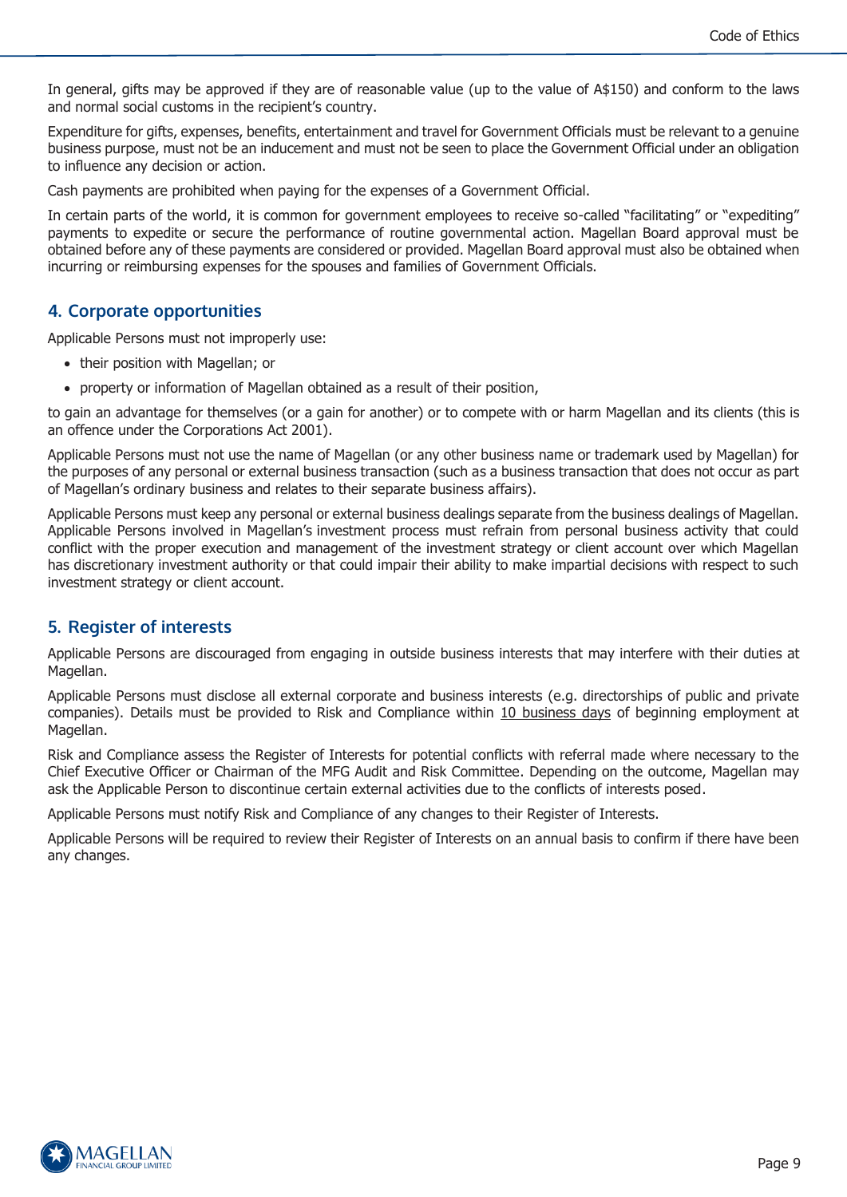In general, gifts may be approved if they are of reasonable value (up to the value of A$150) and conform to the laws and normal social customs in the recipient's country.

Expenditure for gifts, expenses, benefits, entertainment and travel for Government Officials must be relevant to a genuine business purpose, must not be an inducement and must not be seen to place the Government Official under an obligation to influence any decision or action.

Cash payments are prohibited when paying for the expenses of a Government Official.

In certain parts of the world, it is common for government employees to receive so-called "facilitating" or "expediting" payments to expedite or secure the performance of routine governmental action. Magellan Board approval must be obtained before any of these payments are considered or provided. Magellan Board approval must also be obtained when incurring or reimbursing expenses for the spouses and families of Government Officials.

## 4. Corporate opportunities

Applicable Persons must not improperly use:

- their position with Magellan; or
- property or information of Magellan obtained as a result of their position,

to gain an advantage for themselves (or a gain for another) or to compete with or harm Magellan and its clients (this is an offence under the Corporations Act 2001).

Applicable Persons must not use the name of Magellan (or any other business name or trademark used by Magellan) for the purposes of any personal or external business transaction (such as a business transaction that does not occur as part of Magellan's ordinary business and relates to their separate business affairs).

Applicable Persons must keep any personal or external business dealings separate from the business dealings of Magellan. Applicable Persons involved in Magellan's investment process must refrain from personal business activity that could conflict with the proper execution and management of the investment strategy or client account over which Magellan has discretionary investment authority or that could impair their ability to make impartial decisions with respect to such investment strategy or client account.

## 5. Register of interests

Applicable Persons are discouraged from engaging in outside business interests that may interfere with their duties at Magellan.

Applicable Persons must disclose all external corporate and business interests (e.g. directorships of public and private companies). Details must be provided to Risk and Compliance within <u>10 business days</u> of beginning employment at Magellan.

Risk and Compliance assess the Register of Interests for potential conflicts with referral made where necessary to the Chief Executive Officer or Chairman of the MFG Audit and Risk Committee. Depending on the outcome, Magellan may ask the Applicable Person to discontinue certain external activities due to the conflicts of interests posed.

Applicable Persons must notify Risk and Compliance of any changes to their Register of Interests.

Applicable Persons will be required to review their Register of Interests on an annual basis to confirm if there have been any changes.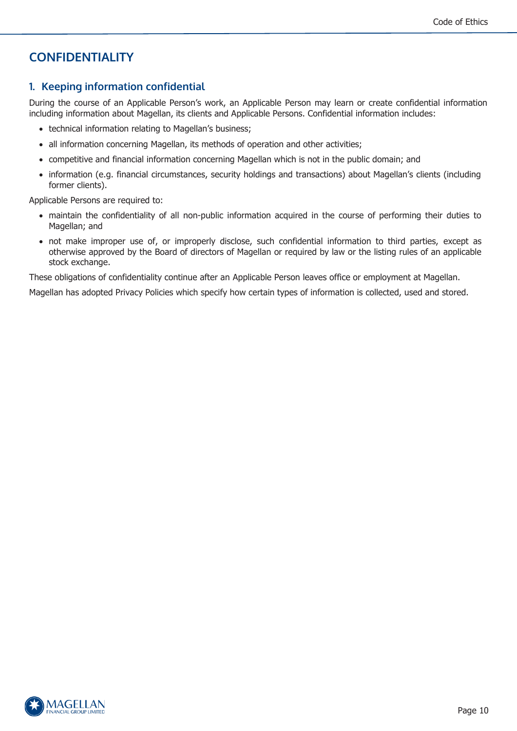# CONFIDENTIALITY

## 1. Keeping information confidential

During the course of an Applicable Person's work, an Applicable Person may learn or create confidential information including information about Magellan, its clients and Applicable Persons. Confidential information includes:

- technical information relating to Magellan's business;
- all information concerning Magellan, its methods of operation and other activities;
- competitive and financial information concerning Magellan which is not in the public domain; and
- information (e.g. financial circumstances, security holdings and transactions) about Magellan's clients (including former clients).

Applicable Persons are required to:

- maintain the confidentiality of all non-public information acquired in the course of performing their duties to Magellan; and
- not make improper use of, or improperly disclose, such confidential information to third parties, except as otherwise approved by the Board of directors of Magellan or required by law or the listing rules of an applicable stock exchange.

These obligations of confidentiality continue after an Applicable Person leaves office or employment at Magellan.

Magellan has adopted Privacy Policies which specify how certain types of information is collected, used and stored.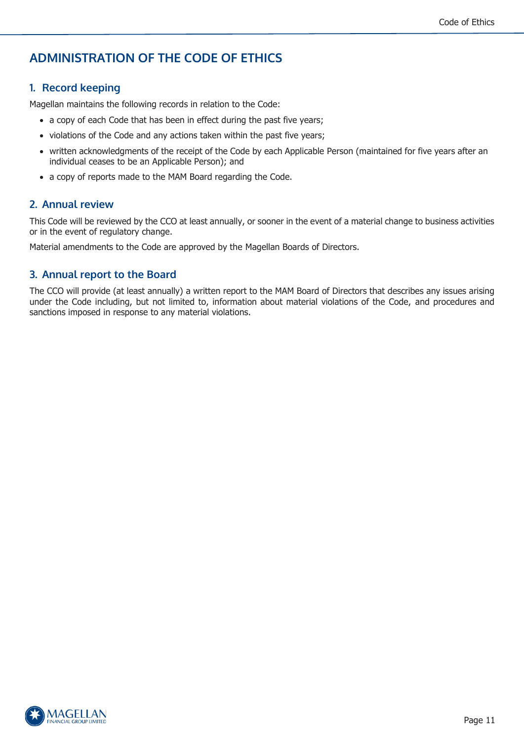## ADMINISTRATION OF THE CODE OF ETHICS

### 1. Record keeping

Magellan maintains the following records in relation to the Code:

- a copy of each Code that has been in effect during the past five years;
- violations of the Code and any actions taken within the past five years;
- written acknowledgments of the receipt of the Code by each Applicable Person (maintained for five years after an individual ceases to be an Applicable Person); and
- a copy of reports made to the MAM Board regarding the Code.

### 2. Annual review

This Code will be reviewed by the CCO at least annually, or sooner in the event of a material change to business activities or in the event of regulatory change.

Material amendments to the Code are approved by the Magellan Boards of Directors.

### 3. Annual report to the Board

The CCO will provide (at least annually) a written report to the MAM Board of Directors that describes any issues arising under the Code including, but not limited to, information about material violations of the Code, and procedures and sanctions imposed in response to any material violations.